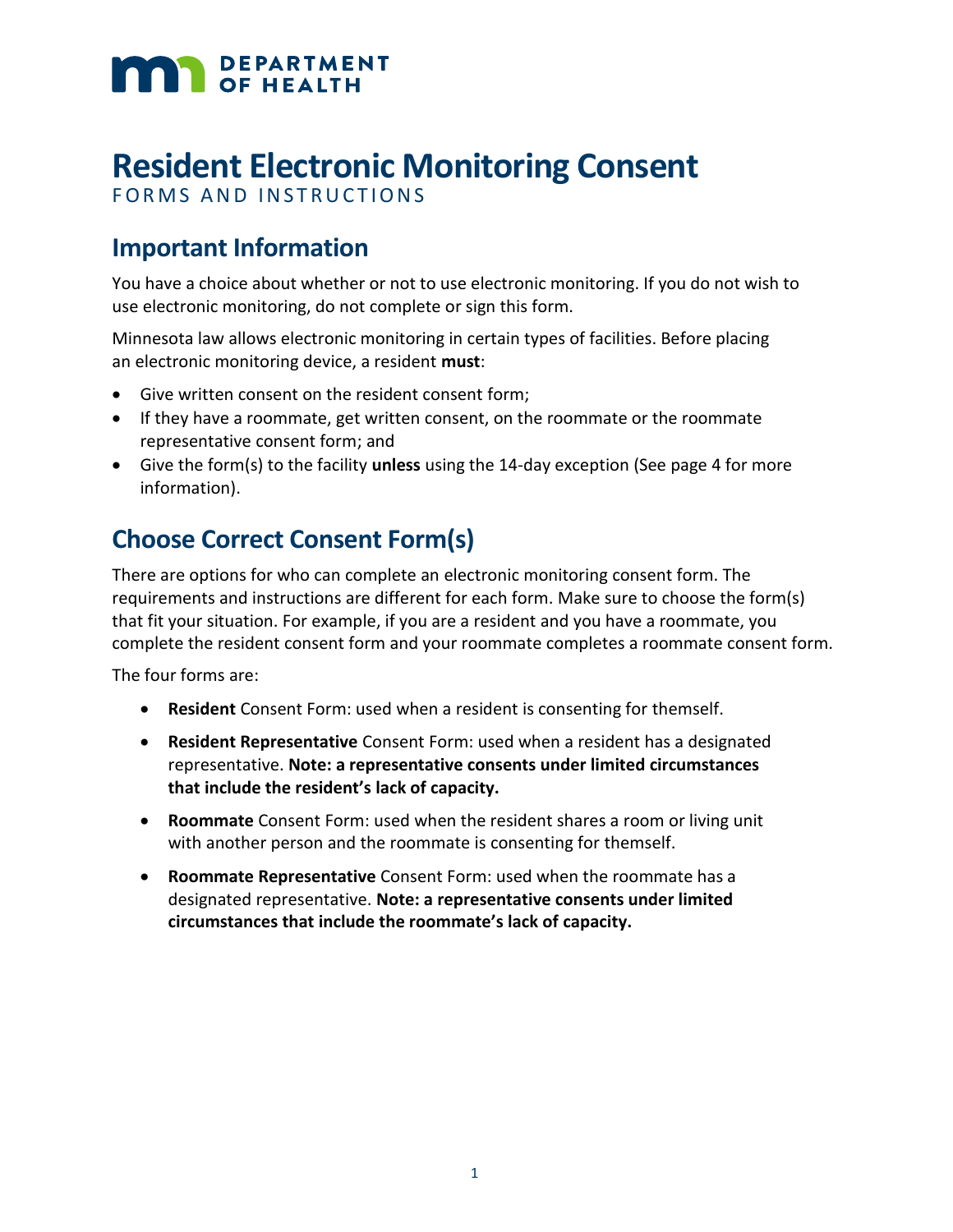DEPARTMENT OF HEALTH

# Resident Electronic Monitoring Consent

FORMS AND INSTRUCTIONS

## Important Information

You have a choice about whether or not to use electronic monitoring. If you do not wish to use electronic monitoring, do not complete or sign this form.

Minnesota law allows electronic monitoring in certain types of facilities. Before placing an electronic monitoring device, a resident **must**:

- Give written consent on the resident consent form;
- If they have a roommate, get written consent, on the roommate or the roommate representative consent form; and
- Give the form(s) to the facility **unless** using the 14-day exception (See page 4 for more information).

## Choose Correct Consent Form(s)

There are options for who can complete an electronic monitoring consent form. The requirements and instructions are different for each form. Make sure to choose the form(s) that fit your situation. For example, if you are a resident and you have a roommate, you complete the resident consent form and your roommate completes a roommate consent form.

The four forms are:

- **Resident** Consent Form: used when a resident is consenting for themself.
- **Resident Representative** Consent Form: used when a resident has a designated representative. **Note: a representative consents under limited circumstances that include the resident's lack of capacity.**
- **Roommate** Consent Form: used when the resident shares a room or living unit with another person and the roommate is consenting for themself.
- **Roommate Representative** Consent Form: used when the roommate has a designated representative. **Note: a representative consents under limited circumstances that include the roommate's lack of capacity.**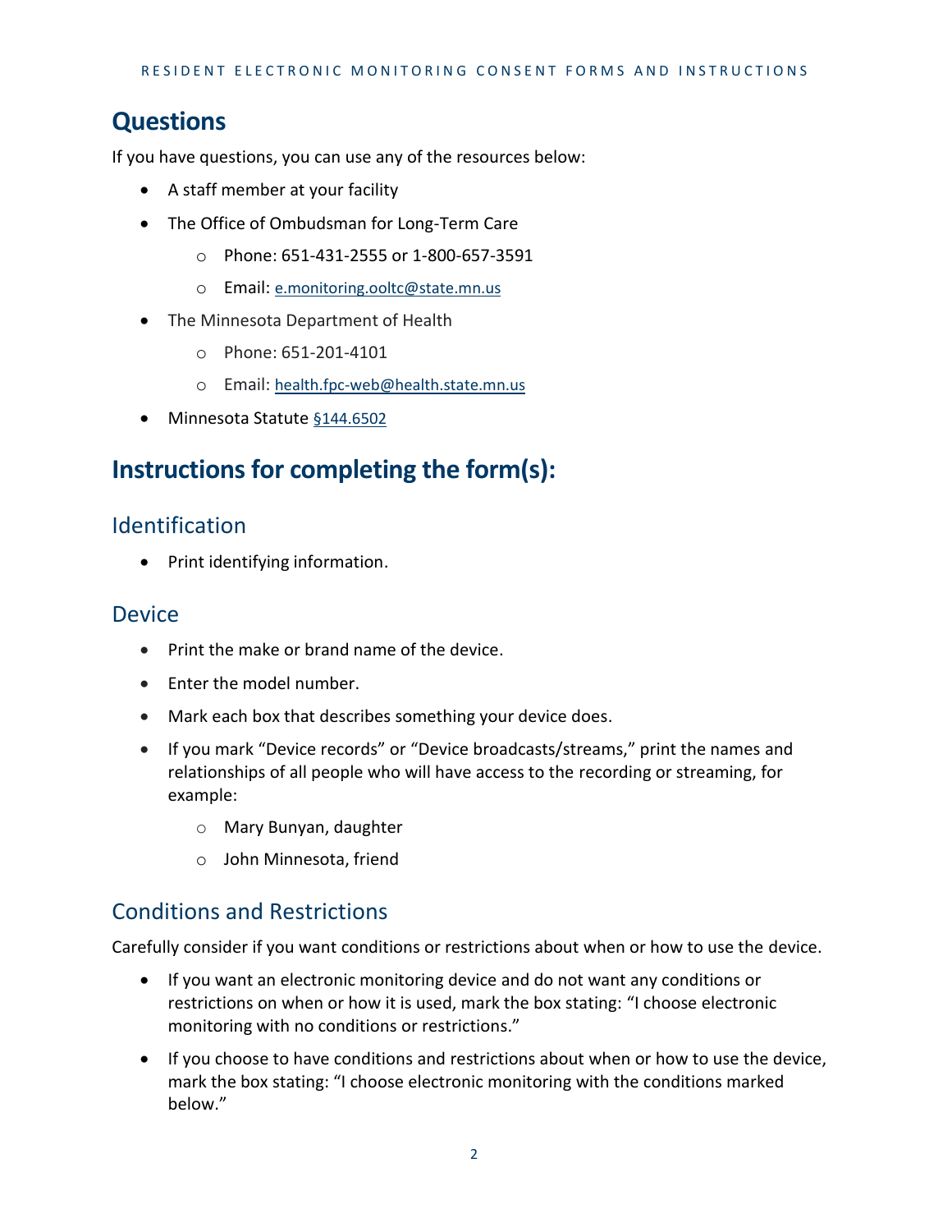## Questions

If you have questions, you can use any of the resources below:

- A staff member at your facility
- The Office of Ombudsman for Long-Term Care
  - Phone: 651-431-2555 or 1-800-657-3591
  - Email: e.monitoring.ooltc@state.mn.us
- The Minnesota Department of Health
  - Phone: 651-201-4101
  - Email: health.fpc-web@health.state.mn.us
- Minnesota Statute §144.6502

## Instructions for completing the form(s):

### Identification

- Print identifying information.

### Device

- Print the make or brand name of the device.
- Enter the model number.
- Mark each box that describes something your device does.
- If you mark "Device records" or "Device broadcasts/streams," print the names and relationships of all people who will have access to the recording or streaming, for example:
  - Mary Bunyan, daughter
  - John Minnesota, friend

### Conditions and Restrictions

Carefully consider if you want conditions or restrictions about when or how to use the device.

- If you want an electronic monitoring device and do not want any conditions or restrictions on when or how it is used, mark the box stating: "I choose electronic monitoring with no conditions or restrictions."
- If you choose to have conditions and restrictions about when or how to use the device, mark the box stating: "I choose electronic monitoring with the conditions marked below."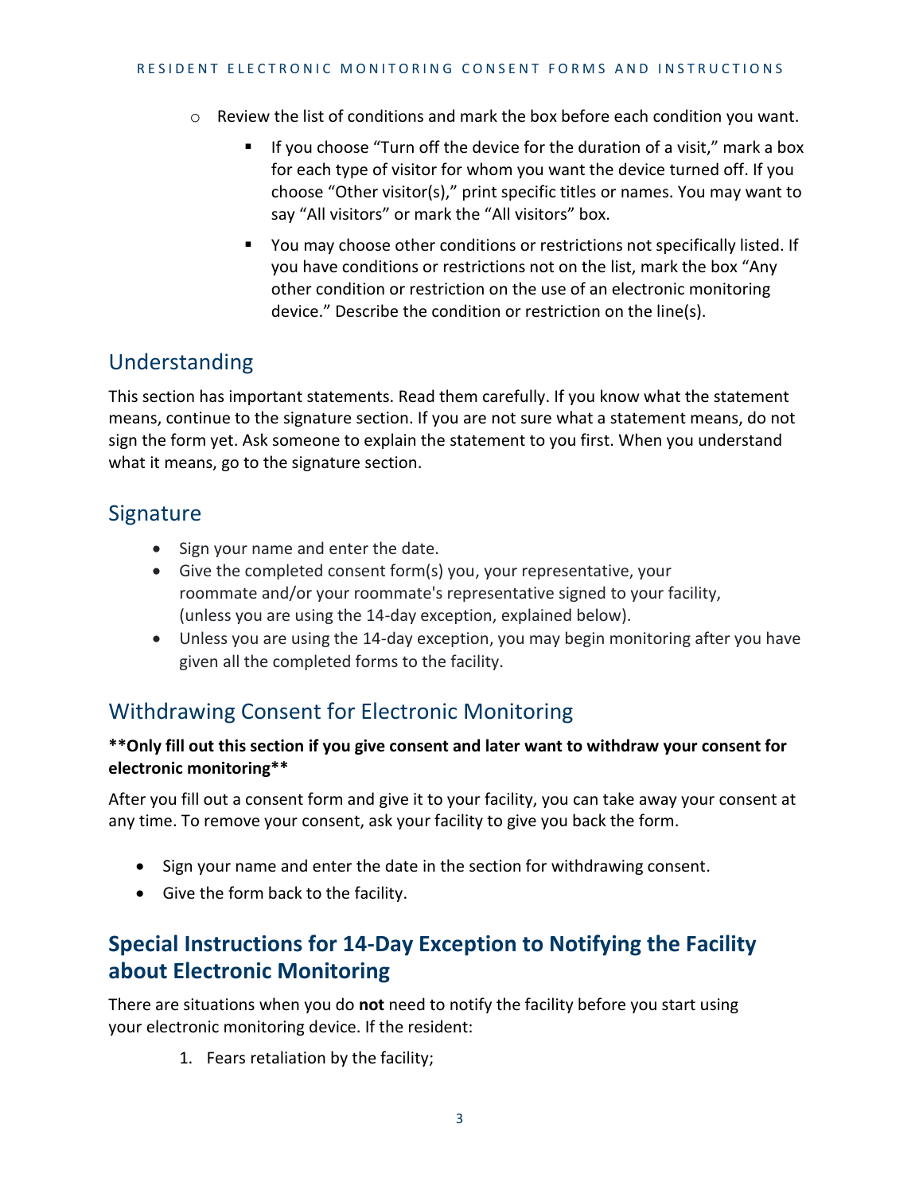- Review the list of conditions and mark the box before each condition you want.
  - If you choose "Turn off the device for the duration of a visit," mark a box for each type of visitor for whom you want the device turned off. If you choose "Other visitor(s)," print specific titles or names. You may want to say "All visitors" or mark the "All visitors" box.
  - You may choose other conditions or restrictions not specifically listed. If you have conditions or restrictions not on the list, mark the box "Any other condition or restriction on the use of an electronic monitoring device." Describe the condition or restriction on the line(s).

## Understanding

This section has important statements. Read them carefully. If you know what the statement means, continue to the signature section. If you are not sure what a statement means, do not sign the form yet. Ask someone to explain the statement to you first. When you understand what it means, go to the signature section.

## Signature

- Sign your name and enter the date.
- Give the completed consent form(s) you, your representative, your roommate and/or your roommate's representative signed to your facility, (unless you are using the 14-day exception, explained below).
- Unless you are using the 14-day exception, you may begin monitoring after you have given all the completed forms to the facility.

## Withdrawing Consent for Electronic Monitoring

**\*\*Only fill out this section if you give consent and later want to withdraw your consent for electronic monitoring\*\***

After you fill out a consent form and give it to your facility, you can take away your consent at any time. To remove your consent, ask your facility to give you back the form.

- Sign your name and enter the date in the section for withdrawing consent.
- Give the form back to the facility.

## **Special Instructions for 14-Day Exception to Notifying the Facility about Electronic Monitoring**

There are situations when you do **not** need to notify the facility before you start using your electronic monitoring device. If the resident:

1. Fears retaliation by the facility;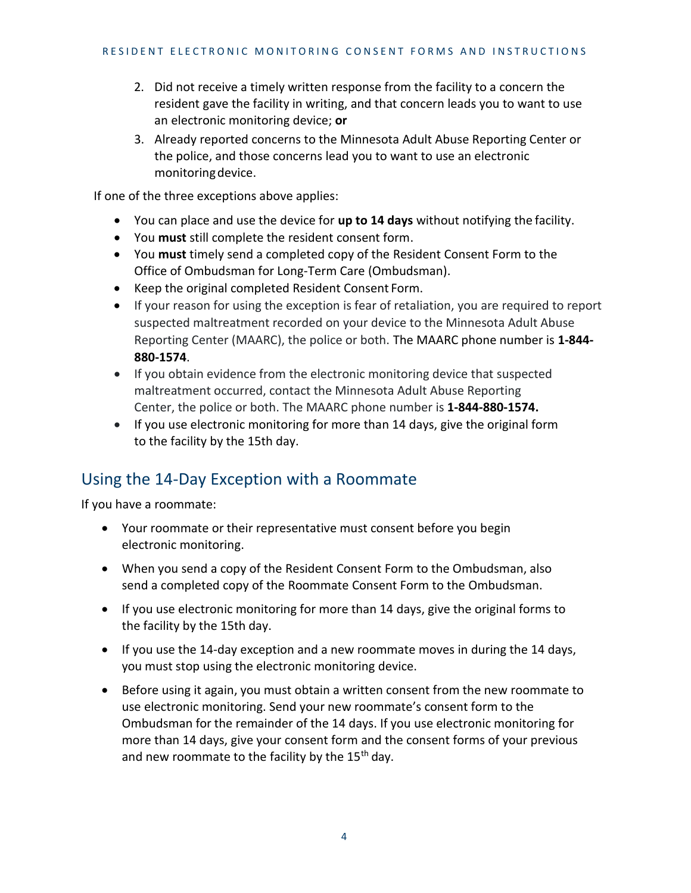2. Did not receive a timely written response from the facility to a concern the resident gave the facility in writing, and that concern leads you to want to use an electronic monitoring device; **or**
3. Already reported concerns to the Minnesota Adult Abuse Reporting Center or the police, and those concerns lead you to want to use an electronic monitoring device.

If one of the three exceptions above applies:

- You can place and use the device for **up to 14 days** without notifying the facility.
- You **must** still complete the resident consent form.
- You **must** timely send a completed copy of the Resident Consent Form to the Office of Ombudsman for Long-Term Care (Ombudsman).
- Keep the original completed Resident Consent Form.
- If your reason for using the exception is fear of retaliation, you are required to report suspected maltreatment recorded on your device to the Minnesota Adult Abuse Reporting Center (MAARC), the police or both. The MAARC phone number is **1-844-880-1574**.
- If you obtain evidence from the electronic monitoring device that suspected maltreatment occurred, contact the Minnesota Adult Abuse Reporting Center, the police or both. The MAARC phone number is **1-844-880-1574.**
- If you use electronic monitoring for more than 14 days, give the original form to the facility by the 15th day.

## Using the 14-Day Exception with a Roommate

If you have a roommate:

- Your roommate or their representative must consent before you begin electronic monitoring.
- When you send a copy of the Resident Consent Form to the Ombudsman, also send a completed copy of the Roommate Consent Form to the Ombudsman.
- If you use electronic monitoring for more than 14 days, give the original forms to the facility by the 15th day.
- If you use the 14-day exception and a new roommate moves in during the 14 days, you must stop using the electronic monitoring device.
- Before using it again, you must obtain a written consent from the new roommate to use electronic monitoring. Send your new roommate's consent form to the Ombudsman for the remainder of the 14 days. If you use electronic monitoring for more than 14 days, give your consent form and the consent forms of your previous and new roommate to the facility by the 15th day.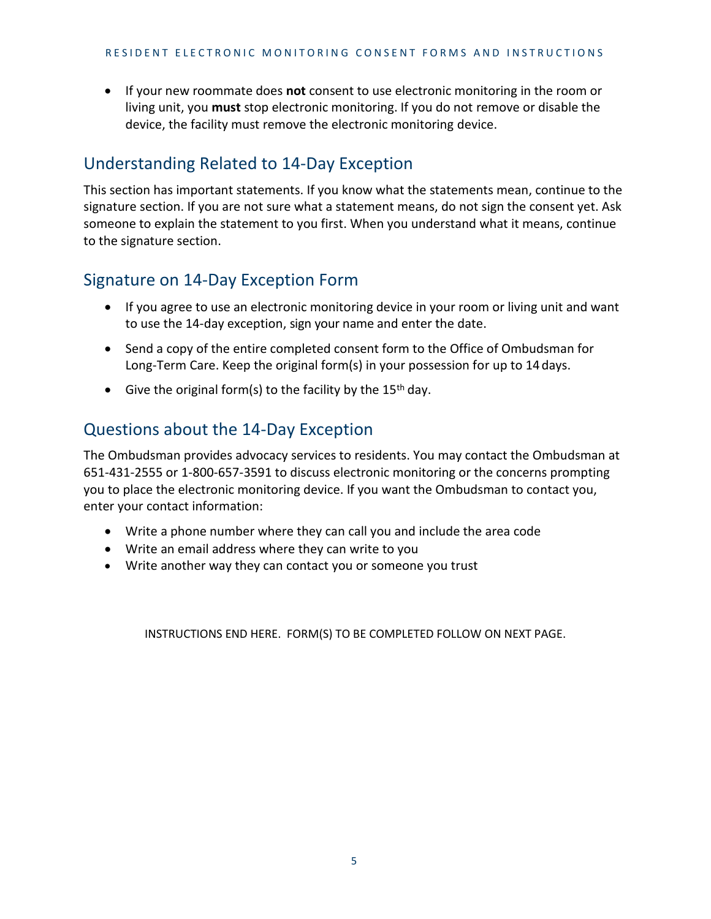- If your new roommate does **not** consent to use electronic monitoring in the room or living unit, you **must** stop electronic monitoring. If you do not remove or disable the device, the facility must remove the electronic monitoring device.

## Understanding Related to 14-Day Exception

This section has important statements. If you know what the statements mean, continue to the signature section. If you are not sure what a statement means, do not sign the consent yet. Ask someone to explain the statement to you first. When you understand what it means, continue to the signature section.

## Signature on 14-Day Exception Form

- If you agree to use an electronic monitoring device in your room or living unit and want to use the 14-day exception, sign your name and enter the date.
- Send a copy of the entire completed consent form to the Office of Ombudsman for Long-Term Care. Keep the original form(s) in your possession for up to 14 days.
- Give the original form(s) to the facility by the 15th day.

## Questions about the 14-Day Exception

The Ombudsman provides advocacy services to residents. You may contact the Ombudsman at 651-431-2555 or 1-800-657-3591 to discuss electronic monitoring or the concerns prompting you to place the electronic monitoring device. If you want the Ombudsman to contact you, enter your contact information:

- Write a phone number where they can call you and include the area code
- Write an email address where they can write to you
- Write another way they can contact you or someone you trust

INSTRUCTIONS END HERE. FORM(S) TO BE COMPLETED FOLLOW ON NEXT PAGE.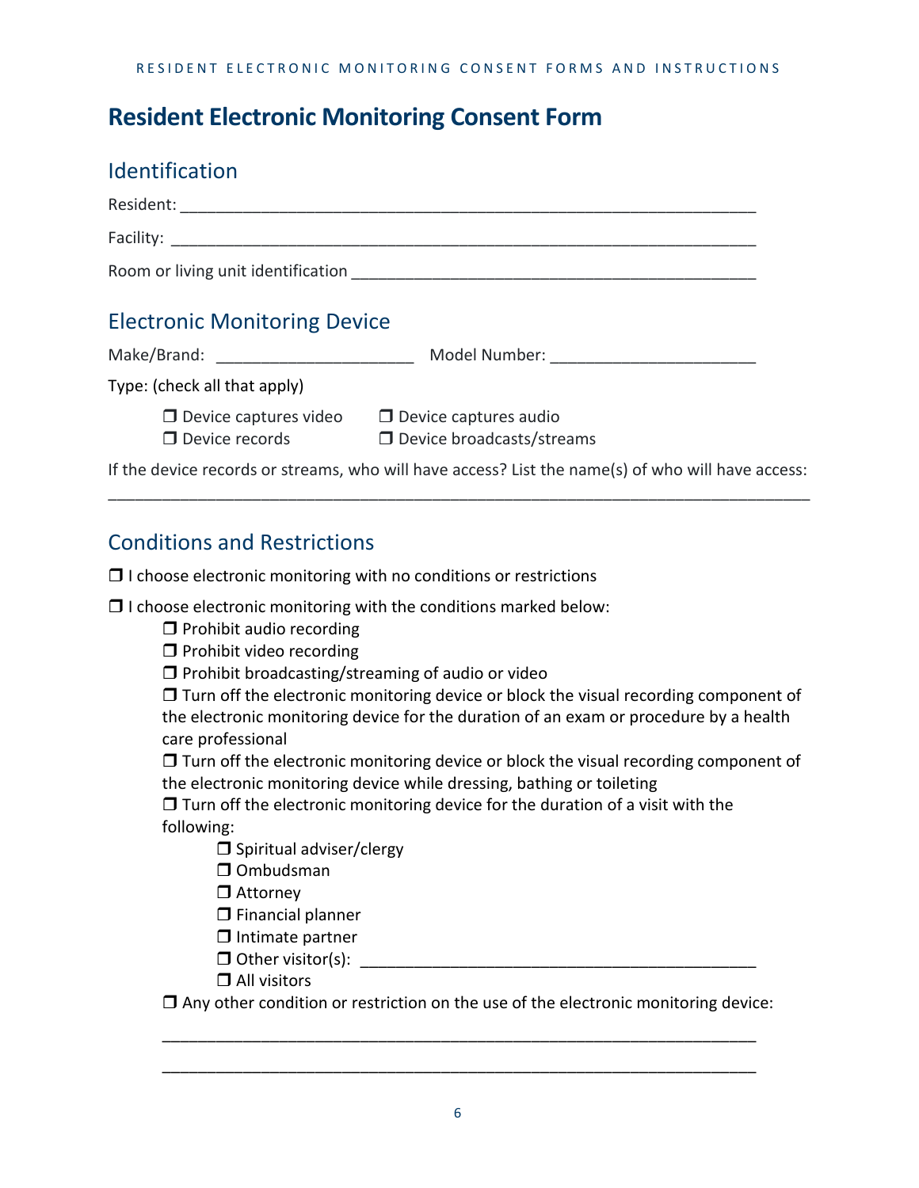# Resident Electronic Monitoring Consent Form

## Identification

Resident: ____________________________________________________________________

Facility: _____________________________________________________________________

Room or living unit identification _______________________________________________

## Electronic Monitoring Device

Make/Brand: ______________________ Model Number: ______________________

Type: (check all that apply)

- ❒ Device captures video
- ❒ Device captures audio
- ❒ Device records
- ❒ Device broadcasts/streams

If the device records or streams, who will have access? List the name(s) of who will have access:

______________________________________________________________________________

## Conditions and Restrictions

❒ I choose electronic monitoring with no conditions or restrictions

❒ I choose electronic monitoring with the conditions marked below:

- ❒ Prohibit audio recording
- ❒ Prohibit video recording
- ❒ Prohibit broadcasting/streaming of audio or video
- ❒ Turn off the electronic monitoring device or block the visual recording component of the electronic monitoring device for the duration of an exam or procedure by a health care professional
- ❒ Turn off the electronic monitoring device or block the visual recording component of the electronic monitoring device while dressing, bathing or toileting
- ❒ Turn off the electronic monitoring device for the duration of a visit with the following:
  - ❒ Spiritual adviser/clergy
  - ❒ Ombudsman
  - ❒ Attorney
  - ❒ Financial planner
  - ❒ Intimate partner
  - ❒ Other visitor(s): ___________________________________________
  - ❒ All visitors
- ❒ Any other condition or restriction on the use of the electronic monitoring device:

  ____________________________________________________________________

  ____________________________________________________________________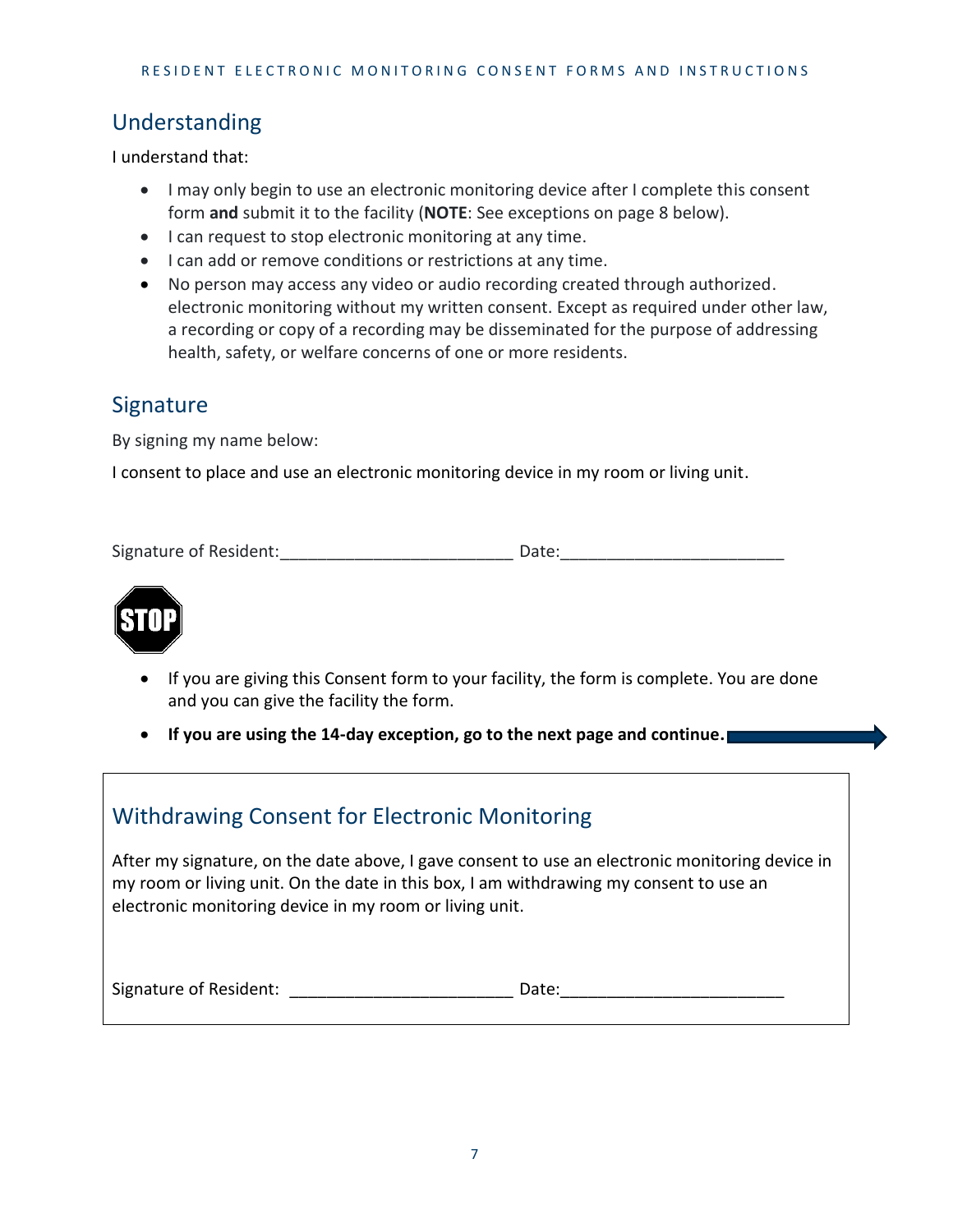## Understanding

I understand that:

- I may only begin to use an electronic monitoring device after I complete this consent form **and** submit it to the facility (**NOTE**: See exceptions on page 8 below).
- I can request to stop electronic monitoring at any time.
- I can add or remove conditions or restrictions at any time.
- No person may access any video or audio recording created through authorized. electronic monitoring without my written consent. Except as required under other law, a recording or copy of a recording may be disseminated for the purpose of addressing health, safety, or welfare concerns of one or more residents.

## Signature

By signing my name below:

I consent to place and use an electronic monitoring device in my room or living unit.

Signature of Resident:_________________________ Date:________________________

STOP

- If you are giving this Consent form to your facility, the form is complete. You are done and you can give the facility the form.
- **If you are using the 14-day exception, go to the next page and continue.**

## Withdrawing Consent for Electronic Monitoring

After my signature, on the date above, I gave consent to use an electronic monitoring device in my room or living unit. On the date in this box, I am withdrawing my consent to use an electronic monitoring device in my room or living unit.

Signature of Resident: ________________________ Date:________________________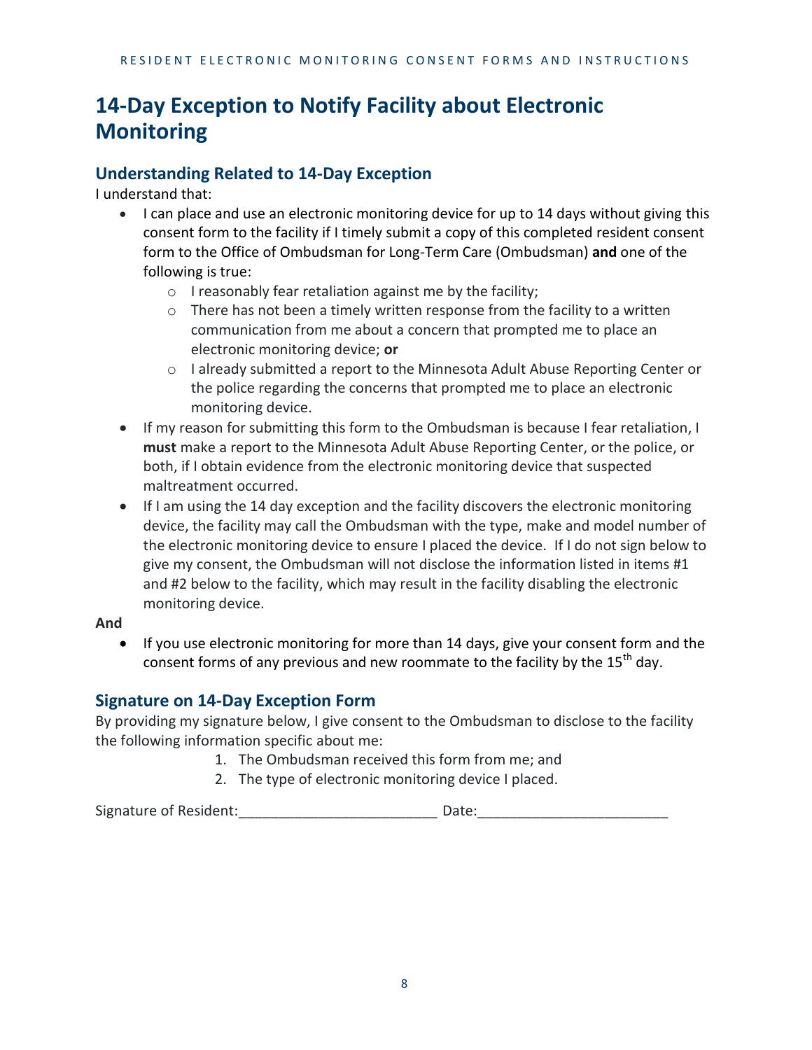# 14-Day Exception to Notify Facility about Electronic Monitoring

## Understanding Related to 14-Day Exception

I understand that:

- I can place and use an electronic monitoring device for up to 14 days without giving this consent form to the facility if I timely submit a copy of this completed resident consent form to the Office of Ombudsman for Long-Term Care (Ombudsman) **and** one of the following is true:
  - I reasonably fear retaliation against me by the facility;
  - There has not been a timely written response from the facility to a written communication from me about a concern that prompted me to place an electronic monitoring device; **or**
  - I already submitted a report to the Minnesota Adult Abuse Reporting Center or the police regarding the concerns that prompted me to place an electronic monitoring device.
- If my reason for submitting this form to the Ombudsman is because I fear retaliation, I **must** make a report to the Minnesota Adult Abuse Reporting Center, or the police, or both, if I obtain evidence from the electronic monitoring device that suspected maltreatment occurred.
- If I am using the 14 day exception and the facility discovers the electronic monitoring device, the facility may call the Ombudsman with the type, make and model number of the electronic monitoring device to ensure I placed the device. If I do not sign below to give my consent, the Ombudsman will not disclose the information listed in items #1 and #2 below to the facility, which may result in the facility disabling the electronic monitoring device.

**And**

- If you use electronic monitoring for more than 14 days, give your consent form and the consent forms of any previous and new roommate to the facility by the 15th day.

## Signature on 14-Day Exception Form

By providing my signature below, I give consent to the Ombudsman to disclose to the facility the following information specific about me:

1. The Ombudsman received this form from me; and
2. The type of electronic monitoring device I placed.

Signature of Resident:_________________________ Date:_______________________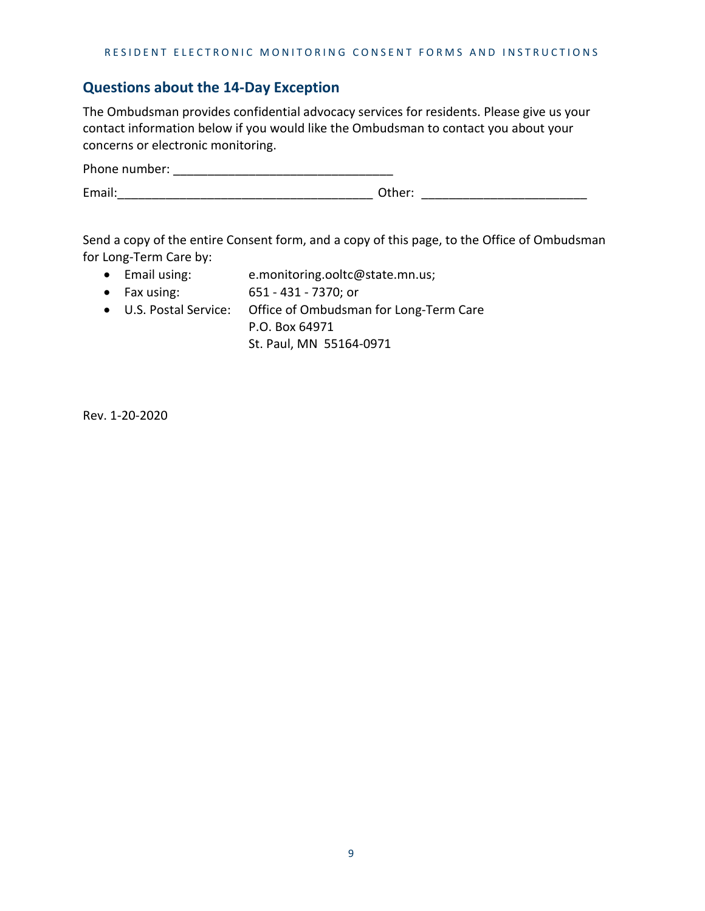## Questions about the 14-Day Exception

The Ombudsman provides confidential advocacy services for residents. Please give us your contact information below if you would like the Ombudsman to contact you about your concerns or electronic monitoring.

Phone number: _______________________________

Email:____________________________________ Other: _______________________

Send a copy of the entire Consent form, and a copy of this page, to the Office of Ombudsman for Long-Term Care by:

- Email using: e.monitoring.ooltc@state.mn.us;
- Fax using: 651 - 431 - 7370; or
- U.S. Postal Service: Office of Ombudsman for Long-Term Care
  P.O. Box 64971
  St. Paul, MN 55164-0971

Rev. 1-20-2020